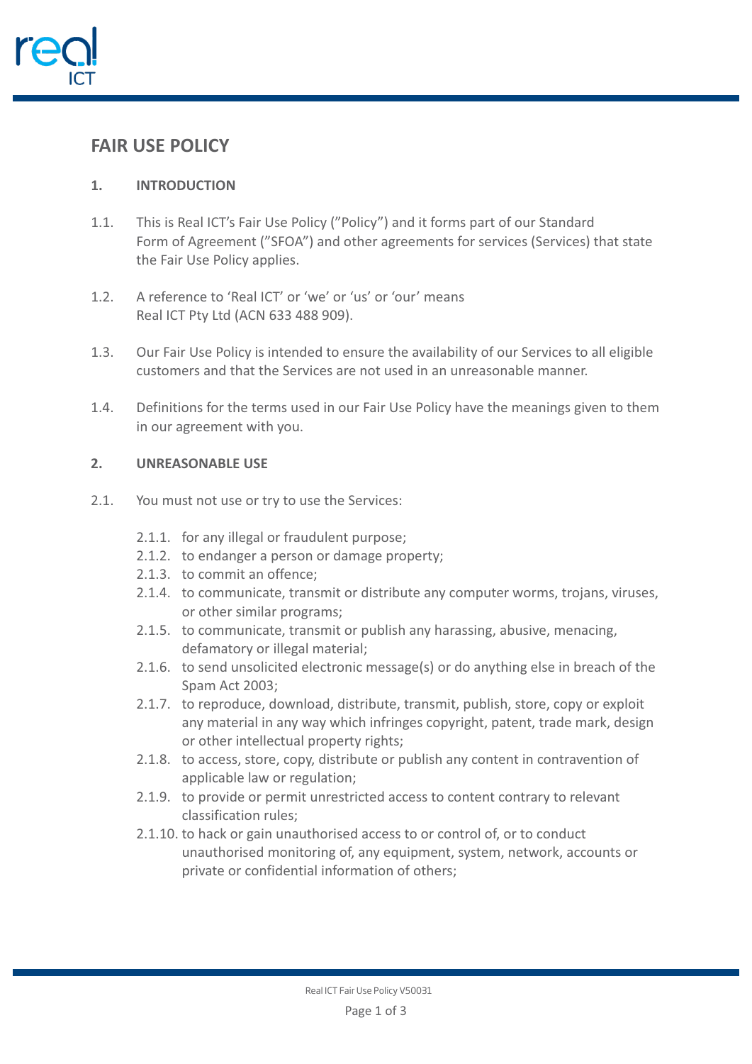# FAIR USE POLICY

## 1. INTRODUCTION

1.1. This is Real ICT's Fair Use Policy ("Policy") and it forms part of our Standard Form of Agreement ("SFOA") and other agreements for services (Services) that state the Fair Use Policy applies.

1.2. A reference to 'Real ICT' or 'we' or 'us' or 'our' means Real ICT Pty Ltd (ACN 633 488 909).

1.3. Our Fair Use Policy is intended to ensure the availability of our Services to all eligible customers and that the Services are not used in an unreasonable manner.

1.4. Definitions for the terms used in our Fair Use Policy have the meanings given to them in our agreement with you.

## 2. UNREASONABLE USE

2.1. You must not use or try to use the Services:

- 2.1.1. for any illegal or fraudulent purpose;
- 2.1.2. to endanger a person or damage property;
- 2.1.3. to commit an offence;
- 2.1.4. to communicate, transmit or distribute any computer worms, trojans, viruses, or other similar programs;
- 2.1.5. to communicate, transmit or publish any harassing, abusive, menacing, defamatory or illegal material;
- 2.1.6. to send unsolicited electronic message(s) or do anything else in breach of the Spam Act 2003;
- 2.1.7. to reproduce, download, distribute, transmit, publish, store, copy or exploit any material in any way which infringes copyright, patent, trade mark, design or other intellectual property rights;
- 2.1.8. to access, store, copy, distribute or publish any content in contravention of applicable law or regulation;
- 2.1.9. to provide or permit unrestricted access to content contrary to relevant classification rules;
- 2.1.10. to hack or gain unauthorised access to or control of, or to conduct unauthorised monitoring of, any equipment, system, network, accounts or private or confidential information of others;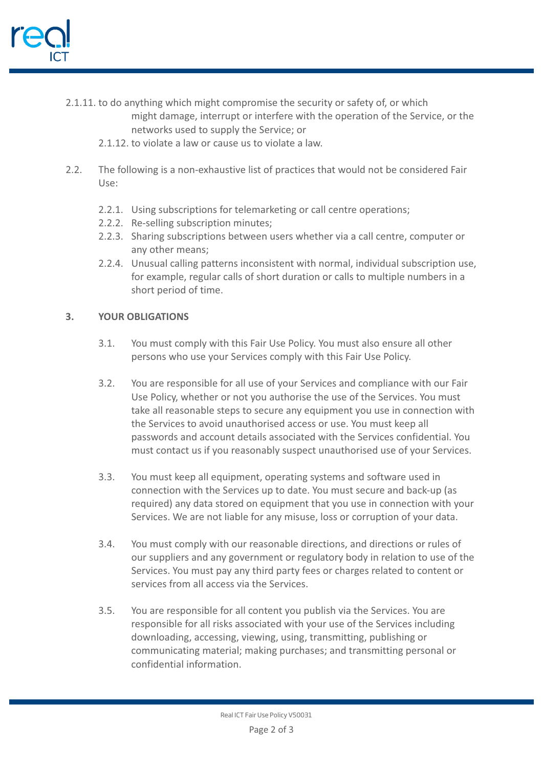2.1.11. to do anything which might compromise the security or safety of, or which might damage, interrupt or interfere with the operation of the Service, or the networks used to supply the Service; or

2.1.12. to violate a law or cause us to violate a law.

2.2. The following is a non-exhaustive list of practices that would not be considered Fair Use:

2.2.1. Using subscriptions for telemarketing or call centre operations;

2.2.2. Re-selling subscription minutes;

2.2.3. Sharing subscriptions between users whether via a call centre, computer or any other means;

2.2.4. Unusual calling patterns inconsistent with normal, individual subscription use, for example, regular calls of short duration or calls to multiple numbers in a short period of time.

## 3. YOUR OBLIGATIONS

3.1. You must comply with this Fair Use Policy. You must also ensure all other persons who use your Services comply with this Fair Use Policy.

3.2. You are responsible for all use of your Services and compliance with our Fair Use Policy, whether or not you authorise the use of the Services. You must take all reasonable steps to secure any equipment you use in connection with the Services to avoid unauthorised access or use. You must keep all passwords and account details associated with the Services confidential. You must contact us if you reasonably suspect unauthorised use of your Services.

3.3. You must keep all equipment, operating systems and software used in connection with the Services up to date. You must secure and back-up (as required) any data stored on equipment that you use in connection with your Services. We are not liable for any misuse, loss or corruption of your data.

3.4. You must comply with our reasonable directions, and directions or rules of our suppliers and any government or regulatory body in relation to use of the Services. You must pay any third party fees or charges related to content or services from all access via the Services.

3.5. You are responsible for all content you publish via the Services. You are responsible for all risks associated with your use of the Services including downloading, accessing, viewing, using, transmitting, publishing or communicating material; making purchases; and transmitting personal or confidential information.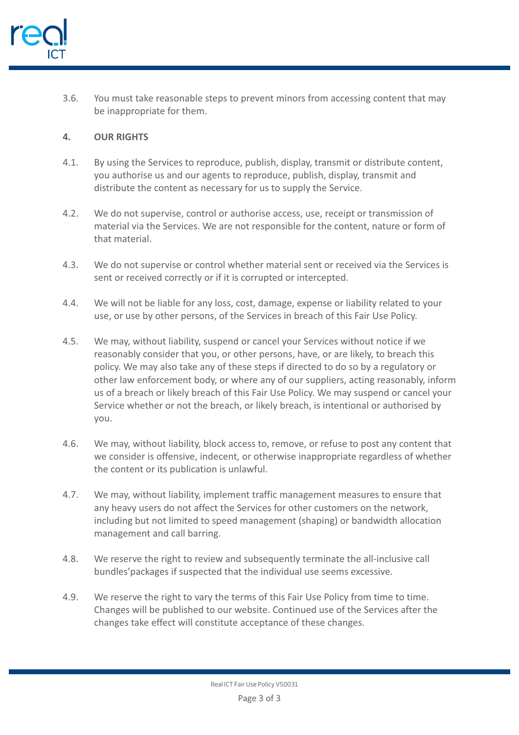3.6. You must take reasonable steps to prevent minors from accessing content that may be inappropriate for them.

## 4. OUR RIGHTS

4.1. By using the Services to reproduce, publish, display, transmit or distribute content, you authorise us and our agents to reproduce, publish, display, transmit and distribute the content as necessary for us to supply the Service.

4.2. We do not supervise, control or authorise access, use, receipt or transmission of material via the Services. We are not responsible for the content, nature or form of that material.

4.3. We do not supervise or control whether material sent or received via the Services is sent or received correctly or if it is corrupted or intercepted.

4.4. We will not be liable for any loss, cost, damage, expense or liability related to your use, or use by other persons, of the Services in breach of this Fair Use Policy.

4.5. We may, without liability, suspend or cancel your Services without notice if we reasonably consider that you, or other persons, have, or are likely, to breach this policy. We may also take any of these steps if directed to do so by a regulatory or other law enforcement body, or where any of our suppliers, acting reasonably, inform us of a breach or likely breach of this Fair Use Policy. We may suspend or cancel your Service whether or not the breach, or likely breach, is intentional or authorised by you.

4.6. We may, without liability, block access to, remove, or refuse to post any content that we consider is offensive, indecent, or otherwise inappropriate regardless of whether the content or its publication is unlawful.

4.7. We may, without liability, implement traffic management measures to ensure that any heavy users do not affect the Services for other customers on the network, including but not limited to speed management (shaping) or bandwidth allocation management and call barring.

4.8. We reserve the right to review and subsequently terminate the all-inclusive call bundles'packages if suspected that the individual use seems excessive.

4.9. We reserve the right to vary the terms of this Fair Use Policy from time to time. Changes will be published to our website. Continued use of the Services after the changes take effect will constitute acceptance of these changes.